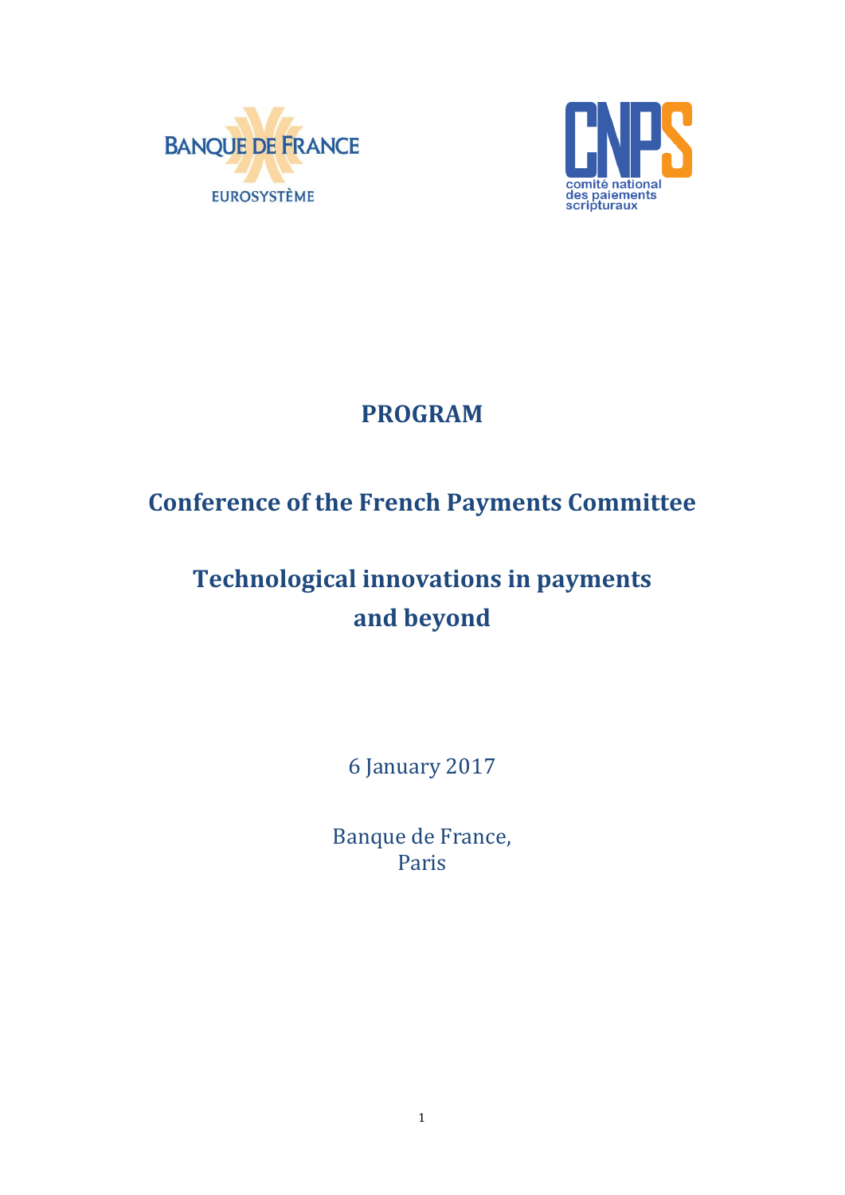# PROGRAM

## Conference of the French Payments Committee

## Technological innovations in payments and beyond

6 January 2017

Banque de France,
Paris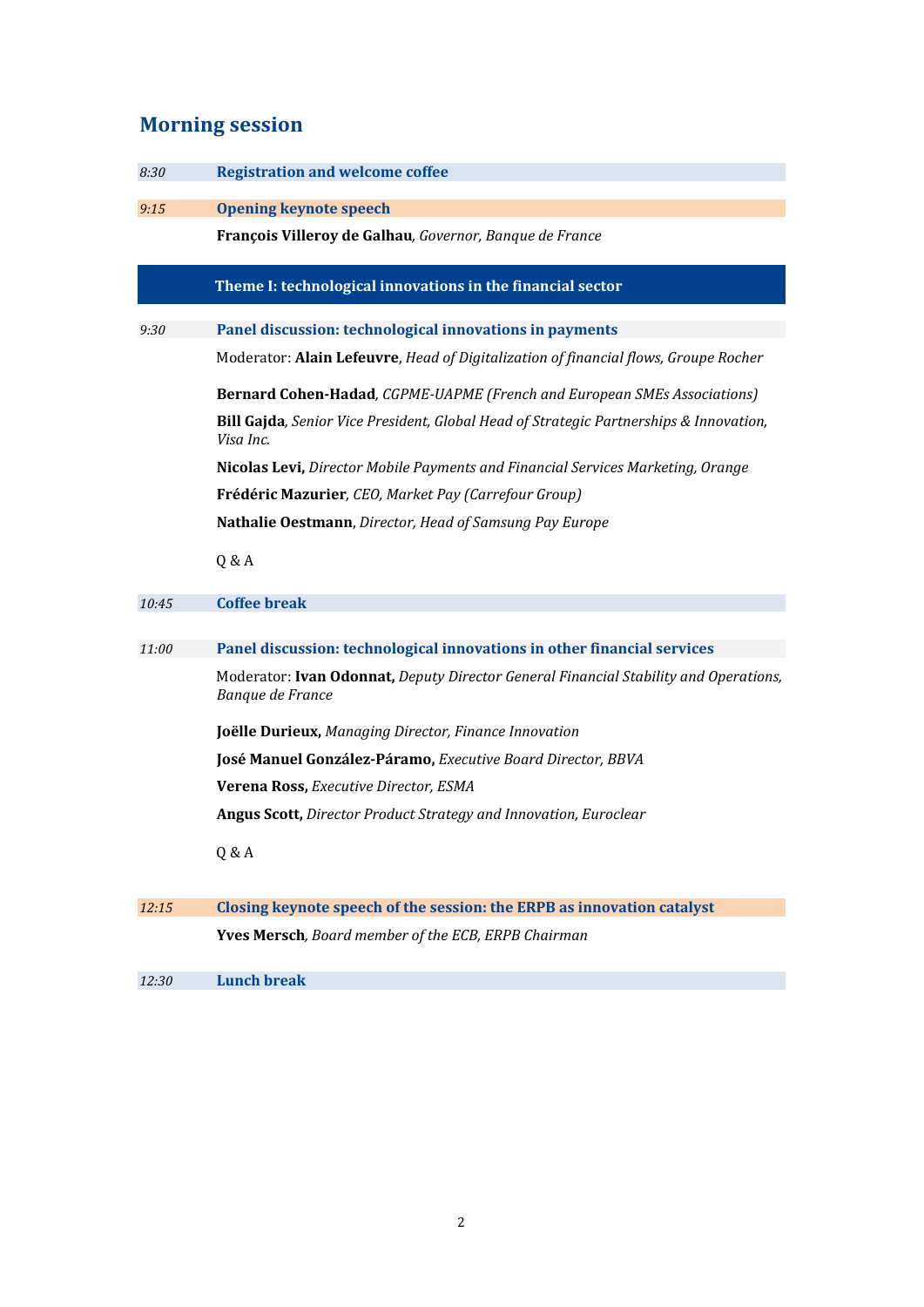## Morning session

| | |
|---|---|
| *8:30* | **Registration and welcome coffee** |

| | |
|---|---|
| *9:15* | **Opening keynote speech** |

**François Villeroy de Galhau**, *Governor, Banque de France*

### Theme I: technological innovations in the financial sector

| | |
|---|---|
| *9:30* | **Panel discussion: technological innovations in payments** |

Moderator: **Alain Lefeuvre**, *Head of Digitalization of financial flows, Groupe Rocher*

**Bernard Cohen-Hadad**, *CGPME-UAPME (French and European SMEs Associations)*

**Bill Gajda**, *Senior Vice President, Global Head of Strategic Partnerships & Innovation, Visa Inc.*

**Nicolas Levi,** *Director Mobile Payments and Financial Services Marketing, Orange*

**Frédéric Mazurier**, *CEO, Market Pay (Carrefour Group)*

**Nathalie Oestmann**, *Director, Head of Samsung Pay Europe*

Q & A

| | |
|---|---|
| *10:45* | **Coffee break** |

| | |
|---|---|
| *11:00* | **Panel discussion: technological innovations in other financial services** |

Moderator: **Ivan Odonnat,** *Deputy Director General Financial Stability and Operations, Banque de France*

**Joëlle Durieux,** *Managing Director, Finance Innovation*

**José Manuel González-Páramo,** *Executive Board Director, BBVA*

**Verena Ross,** *Executive Director, ESMA*

**Angus Scott,** *Director Product Strategy and Innovation, Euroclear*

Q & A

| | |
|---|---|
| *12:15* | **Closing keynote speech of the session: the ERPB as innovation catalyst** |

**Yves Mersch**, *Board member of the ECB, ERPB Chairman*

| | |
|---|---|
| *12:30* | **Lunch break** |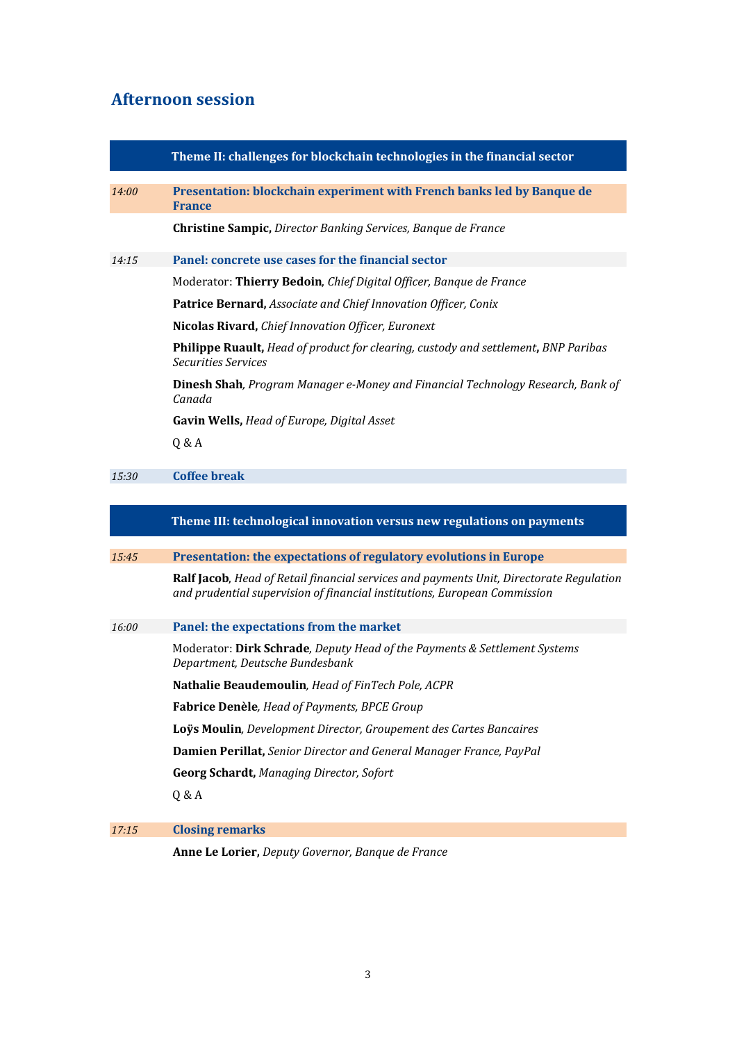## Afternoon session

### Theme II: challenges for blockchain technologies in the financial sector

*14:00* **Presentation: blockchain experiment with French banks led by Banque de France**

**Christine Sampic,** *Director Banking Services, Banque de France*

*14:15* **Panel: concrete use cases for the financial sector**

Moderator: **Thierry Bedoin**, *Chief Digital Officer, Banque de France*

**Patrice Bernard,** *Associate and Chief Innovation Officer, Conix*

**Nicolas Rivard,** *Chief Innovation Officer, Euronext*

**Philippe Ruault,** *Head of product for clearing, custody and settlement***,** *BNP Paribas Securities Services*

**Dinesh Shah***, Program Manager e-Money and Financial Technology Research, Bank of Canada*

**Gavin Wells,** *Head of Europe, Digital Asset*

Q & A

*15:30* **Coffee break**

### Theme III: technological innovation versus new regulations on payments

*15:45* **Presentation: the expectations of regulatory evolutions in Europe**

**Ralf Jacob**, *Head of Retail financial services and payments Unit, Directorate Regulation and prudential supervision of financial institutions, European Commission*

*16:00* **Panel: the expectations from the market**

Moderator: **Dirk Schrade***, Deputy Head of the Payments & Settlement Systems Department, Deutsche Bundesbank*

**Nathalie Beaudemoulin***, Head of FinTech Pole, ACPR*

**Fabrice Denèle***, Head of Payments, BPCE Group*

**Loÿs Moulin***, Development Director, Groupement des Cartes Bancaires*

**Damien Perillat,** *Senior Director and General Manager France, PayPal*

**Georg Schardt,** *Managing Director, Sofort*

Q & A

*17:15* **Closing remarks**

**Anne Le Lorier,** *Deputy Governor, Banque de France*